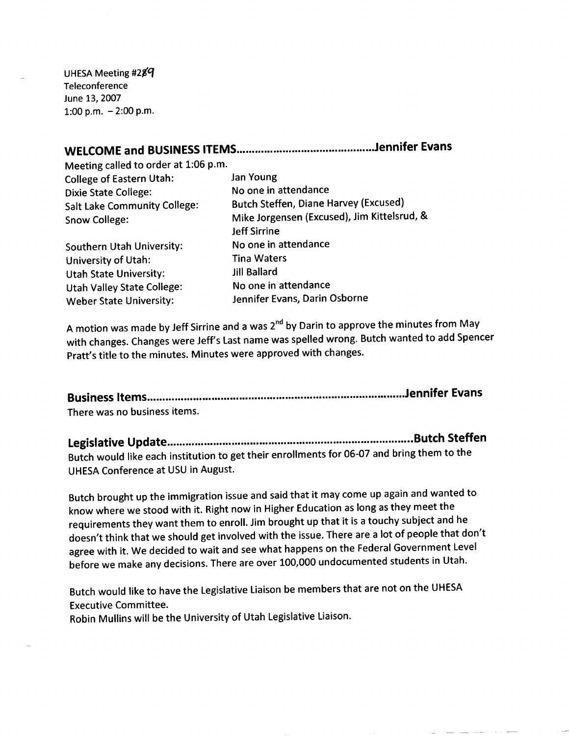UHESA Meeting #289
Teleconference
June 13, 2007
1:00 p.m. – 2:00 p.m.

## WELCOME and BUSINESS ITEMS..........................................Jennifer Evans

Meeting called to order at 1:06 p.m.

| | |
|---|---|
| College of Eastern Utah: | Jan Young |
| Dixie State College: | No one in attendance |
| Salt Lake Community College: | Butch Steffen, Diane Harvey (Excused) |
| Snow College: | Mike Jorgensen (Excused), Jim Kittelsrud, & Jeff Sirrine |
| Southern Utah University: | No one in attendance |
| University of Utah: | Tina Waters |
| Utah State University: | Jill Ballard |
| Utah Valley State College: | No one in attendance |
| Weber State University: | Jennifer Evans, Darin Osborne |

A motion was made by Jeff Sirrine and a was 2nd by Darin to approve the minutes from May with changes. Changes were Jeff's Last name was spelled wrong. Butch wanted to add Spencer Pratt's title to the minutes. Minutes were approved with changes.

## Business Items..........................................................................Jennifer Evans

There was no business items.

## Legislative Update.....................................................................Butch Steffen

Butch would like each institution to get their enrollments for 06-07 and bring them to the UHESA Conference at USU in August.

Butch brought up the immigration issue and said that it may come up again and wanted to know where we stood with it. Right now in Higher Education as long as they meet the requirements they want them to enroll. Jim brought up that it is a touchy subject and he doesn't think that we should get involved with the issue. There are a lot of people that don't agree with it. We decided to wait and see what happens on the Federal Government Level before we make any decisions. There are over 100,000 undocumented students in Utah.

Butch would like to have the Legislative Liaison be members that are not on the UHESA Executive Committee.
Robin Mullins will be the University of Utah Legislative Liaison.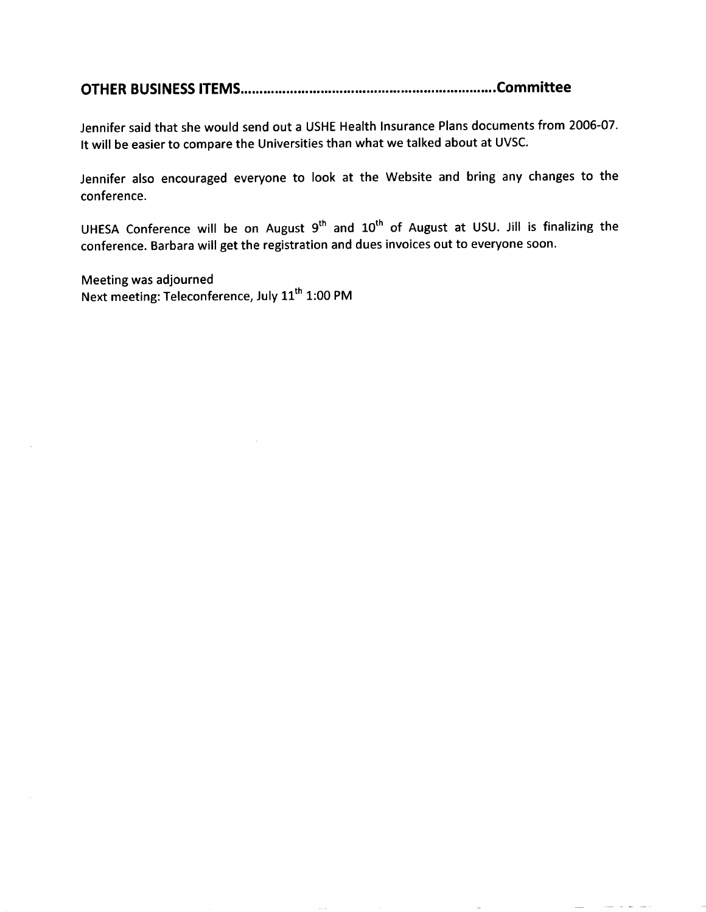**OTHER BUSINESS ITEMS……………………………………………………………….Committee**

Jennifer said that she would send out a USHE Health Insurance Plans documents from 2006-07. It will be easier to compare the Universities than what we talked about at UVSC.

Jennifer also encouraged everyone to look at the Website and bring any changes to the conference.

UHESA Conference will be on August 9th and 10th of August at USU. Jill is finalizing the conference. Barbara will get the registration and dues invoices out to everyone soon.

Meeting was adjourned
Next meeting: Teleconference, July 11th 1:00 PM